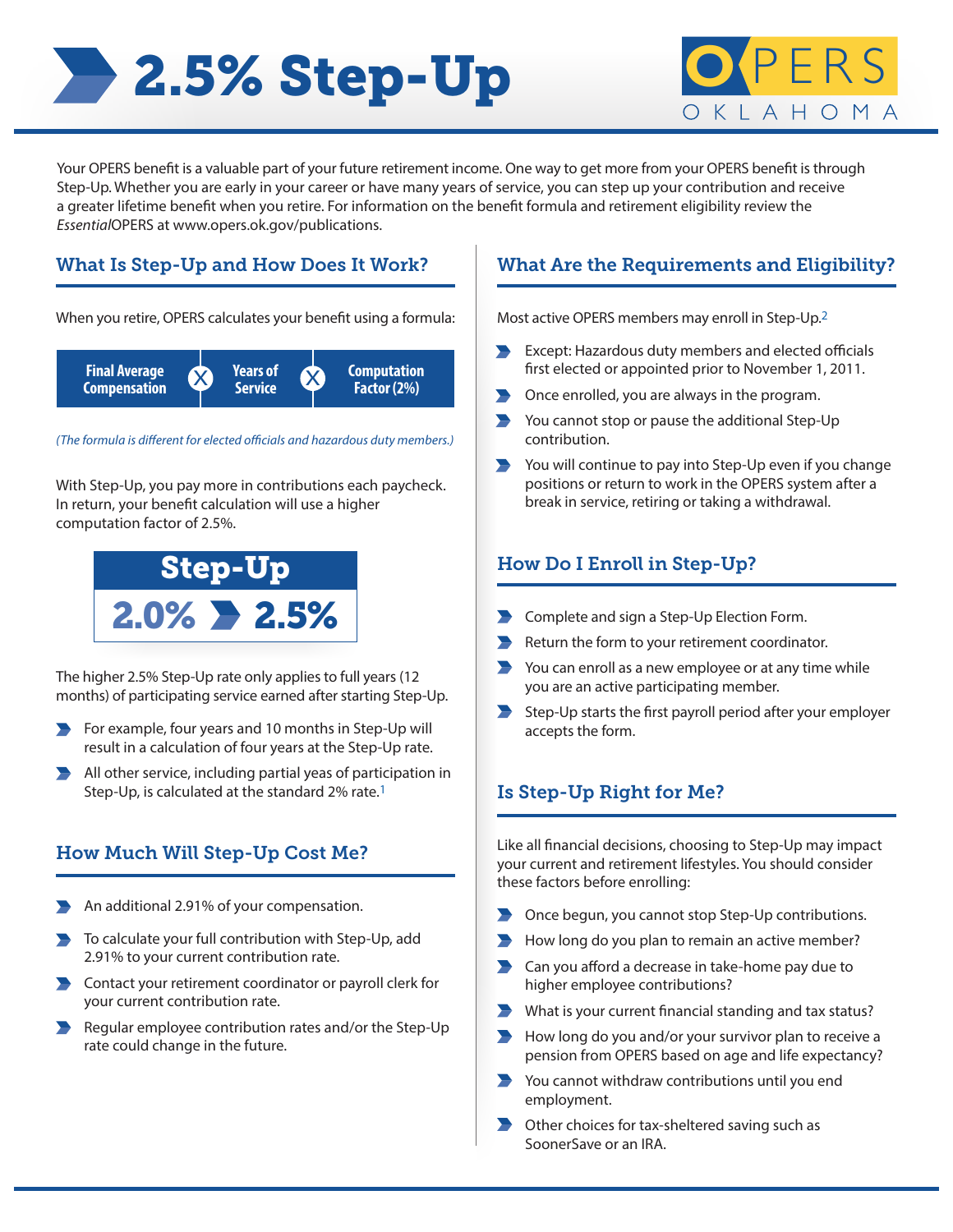# 2.5% Step-Up

OPERS OKLAHOMA

Your OPERS benefit is a valuable part of your future retirement income. One way to get more from your OPERS benefit is through Step-Up. Whether you are early in your career or have many years of service, you can step up your contribution and receive a greater lifetime benefit when you retire. For information on the benefit formula and retirement eligibility review the *Essential*OPERS at www.opers.ok.gov/publications.

## What Is Step-Up and How Does It Work?

When you retire, OPERS calculates your benefit using a formula:

**Final Average Compensation** X **Years of Service** X **Computation Factor (2%)**

*(The formula is different for elected officials and hazardous duty members.)*

With Step-Up, you pay more in contributions each paycheck. In return, your benefit calculation will use a higher computation factor of 2.5%.

**Step-Up**

**2.0% ➤ 2.5%**

The higher 2.5% Step-Up rate only applies to full years (12 months) of participating service earned after starting Step-Up.

- For example, four years and 10 months in Step-Up will result in a calculation of four years at the Step-Up rate.
- All other service, including partial yeas of participation in Step-Up, is calculated at the standard 2% rate.[1]

## How Much Will Step-Up Cost Me?

- An additional 2.91% of your compensation.
- To calculate your full contribution with Step-Up, add 2.91% to your current contribution rate.
- Contact your retirement coordinator or payroll clerk for your current contribution rate.
- Regular employee contribution rates and/or the Step-Up rate could change in the future.

## What Are the Requirements and Eligibility?

Most active OPERS members may enroll in Step-Up.[2]

- Except: Hazardous duty members and elected officials first elected or appointed prior to November 1, 2011.
- Once enrolled, you are always in the program.
- You cannot stop or pause the additional Step-Up contribution.
- You will continue to pay into Step-Up even if you change positions or return to work in the OPERS system after a break in service, retiring or taking a withdrawal.

## How Do I Enroll in Step-Up?

- Complete and sign a Step-Up Election Form.
- Return the form to your retirement coordinator.
- You can enroll as a new employee or at any time while you are an active participating member.
- Step-Up starts the first payroll period after your employer accepts the form.

## Is Step-Up Right for Me?

Like all financial decisions, choosing to Step-Up may impact your current and retirement lifestyles. You should consider these factors before enrolling:

- Once begun, you cannot stop Step-Up contributions.
- How long do you plan to remain an active member?
- Can you afford a decrease in take-home pay due to higher employee contributions?
- What is your current financial standing and tax status?
- How long do you and/or your survivor plan to receive a pension from OPERS based on age and life expectancy?
- You cannot withdraw contributions until you end employment.
- Other choices for tax-sheltered saving such as SoonerSave or an IRA.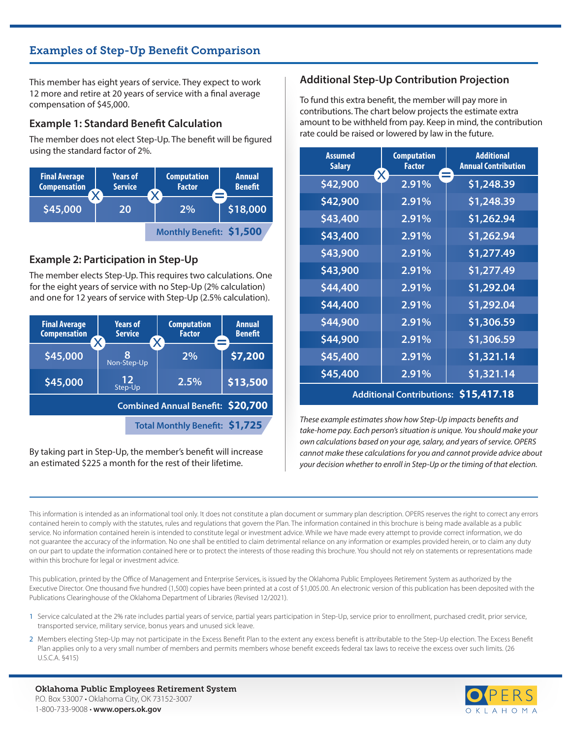## Examples of Step-Up Benefit Comparison

This member has eight years of service. They expect to work 12 more and retire at 20 years of service with a final average compensation of $45,000.

### Example 1: Standard Benefit Calculation

The member does not elect Step-Up. The benefit will be figured using the standard factor of 2%.

| Final Average Compensation | Years of Service | Computation Factor | Annual Benefit |
|---|---|---|---|
| $45,000 | 20 | 2% | $18,000 |
| | | Monthly Benefit: | $1,500 |

### Example 2: Participation in Step-Up

The member elects Step-Up. This requires two calculations. One for the eight years of service with no Step-Up (2% calculation) and one for 12 years of service with Step-Up (2.5% calculation).

| Final Average Compensation | Years of Service | Computation Factor | Annual Benefit |
|---|---|---|---|
| $45,000 | 8 Non-Step-Up | 2% | $7,200 |
| $45,000 | 12 Step-Up | 2.5% | $13,500 |
| | | Combined Annual Benefit: | $20,700 |
| | | Total Monthly Benefit: | $1,725 |

By taking part in Step-Up, the member's benefit will increase an estimated $225 a month for the rest of their lifetime.

### Additional Step-Up Contribution Projection

To fund this extra benefit, the member will pay more in contributions. The chart below projects the estimate extra amount to be withheld from pay. Keep in mind, the contribution rate could be raised or lowered by law in the future.

| Assumed Salary | Computation Factor | Additional Annual Contribution |
|---|---|---|
| $42,900 | 2.91% | $1,248.39 |
| $42,900 | 2.91% | $1,248.39 |
| $43,400 | 2.91% | $1,262.94 |
| $43,400 | 2.91% | $1,262.94 |
| $43,900 | 2.91% | $1,277.49 |
| $43,900 | 2.91% | $1,277.49 |
| $44,400 | 2.91% | $1,292.04 |
| $44,400 | 2.91% | $1,292.04 |
| $44,900 | 2.91% | $1,306.59 |
| $44,900 | 2.91% | $1,306.59 |
| $45,400 | 2.91% | $1,321.14 |
| $45,400 | 2.91% | $1,321.14 |
| | Additional Contributions: | $15,417.18 |

*These example estimates show how Step-Up impacts benefits and take-home pay. Each person's situation is unique. You should make your own calculations based on your age, salary, and years of service. OPERS cannot make these calculations for you and cannot provide advice about your decision whether to enroll in Step-Up or the timing of that election.*

---

This information is intended as an informational tool only. It does not constitute a plan document or summary plan description. OPERS reserves the right to correct any errors contained herein to comply with the statutes, rules and regulations that govern the Plan. The information contained in this brochure is being made available as a public service. No information contained herein is intended to constitute legal or investment advice. While we have made every attempt to provide correct information, we do not guarantee the accuracy of the information. No one shall be entitled to claim detrimental reliance on any information or examples provided herein, or to claim any duty on our part to update the information contained here or to protect the interests of those reading this brochure. You should not rely on statements or representations made within this brochure for legal or investment advice.

This publication, printed by the Office of Management and Enterprise Services, is issued by the Oklahoma Public Employees Retirement System as authorized by the Executive Director. One thousand five hundred (1,500) copies have been printed at a cost of $1,005.00. An electronic version of this publication has been deposited with the Publications Clearinghouse of the Oklahoma Department of Libraries (Revised 12/2021).

1 Service calculated at the 2% rate includes partial years of service, partial years participation in Step-Up, service prior to enrollment, purchased credit, prior service, transported service, military service, bonus years and unused sick leave.

2 Members electing Step-Up may not participate in the Excess Benefit Plan to the extent any excess benefit is attributable to the Step-Up election. The Excess Benefit Plan applies only to a very small number of members and permits members whose benefit exceeds federal tax laws to receive the excess over such limits. (26 U.S.C.A. §415)

**Oklahoma Public Employees Retirement System**
P.O. Box 53007 • Oklahoma City, OK 73152-3007
1-800-733-9008 • **www.opers.ok.gov**

OPERS OKLAHOMA